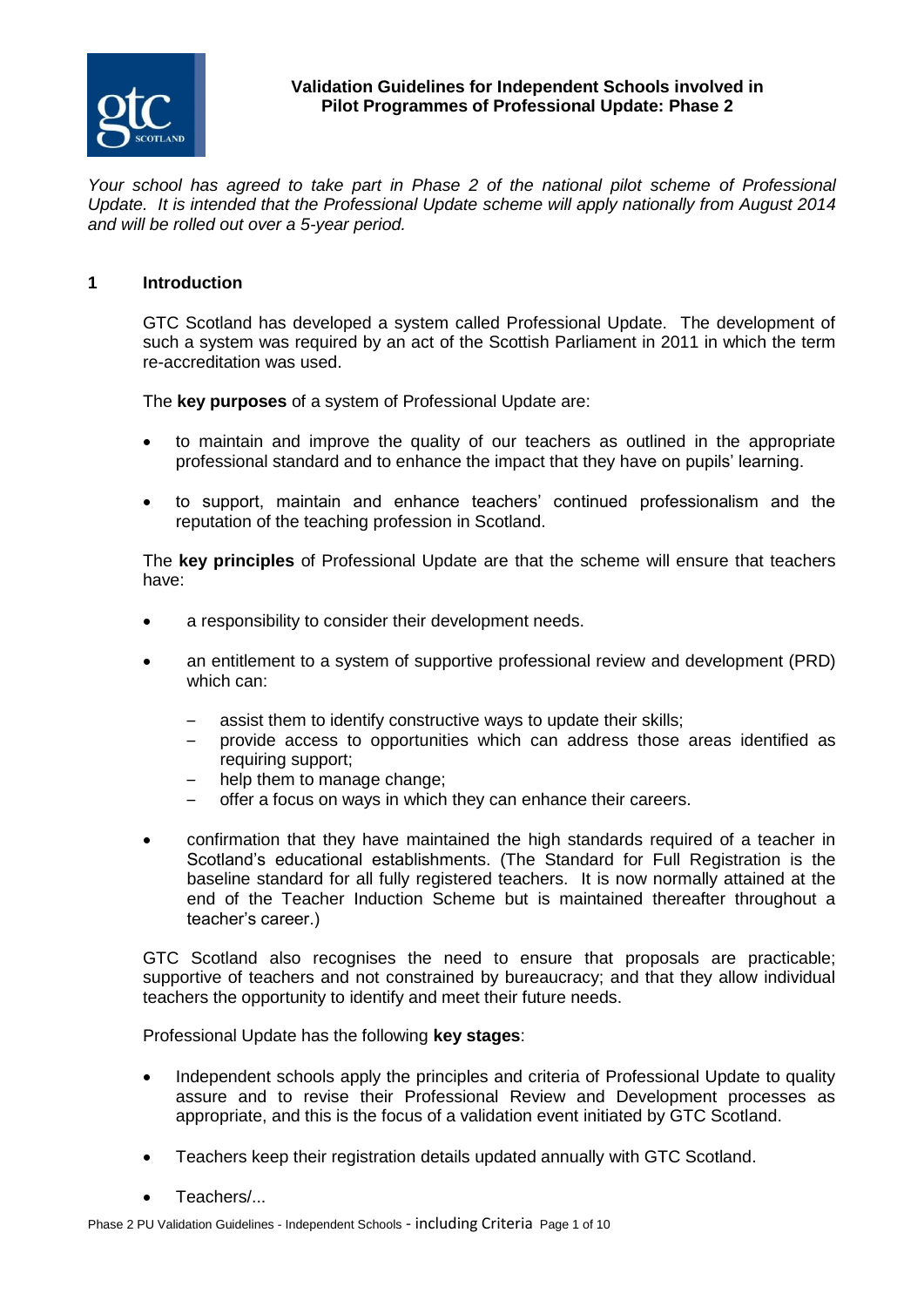# Validation Guidelines for Independent Schools involved in Pilot Programmes of Professional Update: Phase 2

*Your school has agreed to take part in Phase 2 of the national pilot scheme of Professional Update. It is intended that the Professional Update scheme will apply nationally from August 2014 and will be rolled out over a 5-year period.*

## 1 Introduction

GTC Scotland has developed a system called Professional Update. The development of such a system was required by an act of the Scottish Parliament in 2011 in which the term re-accreditation was used.

The **key purposes** of a system of Professional Update are:

- to maintain and improve the quality of our teachers as outlined in the appropriate professional standard and to enhance the impact that they have on pupils' learning.
- to support, maintain and enhance teachers' continued professionalism and the reputation of the teaching profession in Scotland.

The **key principles** of Professional Update are that the scheme will ensure that teachers have:

- a responsibility to consider their development needs.
- an entitlement to a system of supportive professional review and development (PRD) which can:
  - assist them to identify constructive ways to update their skills;
  - provide access to opportunities which can address those areas identified as requiring support;
  - help them to manage change;
  - offer a focus on ways in which they can enhance their careers.
- confirmation that they have maintained the high standards required of a teacher in Scotland's educational establishments. (The Standard for Full Registration is the baseline standard for all fully registered teachers. It is now normally attained at the end of the Teacher Induction Scheme but is maintained thereafter throughout a teacher's career.)

GTC Scotland also recognises the need to ensure that proposals are practicable; supportive of teachers and not constrained by bureaucracy; and that they allow individual teachers the opportunity to identify and meet their future needs.

Professional Update has the following **key stages**:

- Independent schools apply the principles and criteria of Professional Update to quality assure and to revise their Professional Review and Development processes as appropriate, and this is the focus of a validation event initiated by GTC Scotland.
- Teachers keep their registration details updated annually with GTC Scotland.
- Teachers/...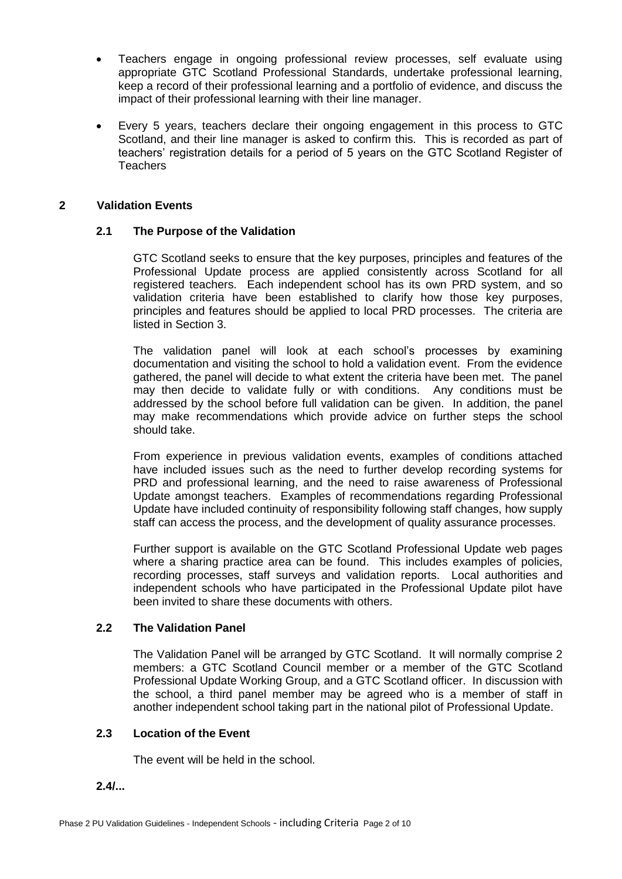- Teachers engage in ongoing professional review processes, self evaluate using appropriate GTC Scotland Professional Standards, undertake professional learning, keep a record of their professional learning and a portfolio of evidence, and discuss the impact of their professional learning with their line manager.
- Every 5 years, teachers declare their ongoing engagement in this process to GTC Scotland, and their line manager is asked to confirm this. This is recorded as part of teachers' registration details for a period of 5 years on the GTC Scotland Register of Teachers

## 2 Validation Events

### 2.1 The Purpose of the Validation

GTC Scotland seeks to ensure that the key purposes, principles and features of the Professional Update process are applied consistently across Scotland for all registered teachers. Each independent school has its own PRD system, and so validation criteria have been established to clarify how those key purposes, principles and features should be applied to local PRD processes. The criteria are listed in Section 3.

The validation panel will look at each school's processes by examining documentation and visiting the school to hold a validation event. From the evidence gathered, the panel will decide to what extent the criteria have been met. The panel may then decide to validate fully or with conditions. Any conditions must be addressed by the school before full validation can be given. In addition, the panel may make recommendations which provide advice on further steps the school should take.

From experience in previous validation events, examples of conditions attached have included issues such as the need to further develop recording systems for PRD and professional learning, and the need to raise awareness of Professional Update amongst teachers. Examples of recommendations regarding Professional Update have included continuity of responsibility following staff changes, how supply staff can access the process, and the development of quality assurance processes.

Further support is available on the GTC Scotland Professional Update web pages where a sharing practice area can be found. This includes examples of policies, recording processes, staff surveys and validation reports. Local authorities and independent schools who have participated in the Professional Update pilot have been invited to share these documents with others.

### 2.2 The Validation Panel

The Validation Panel will be arranged by GTC Scotland. It will normally comprise 2 members: a GTC Scotland Council member or a member of the GTC Scotland Professional Update Working Group, and a GTC Scotland officer. In discussion with the school, a third panel member may be agreed who is a member of staff in another independent school taking part in the national pilot of Professional Update.

### 2.3 Location of the Event

The event will be held in the school.

**2.4/...**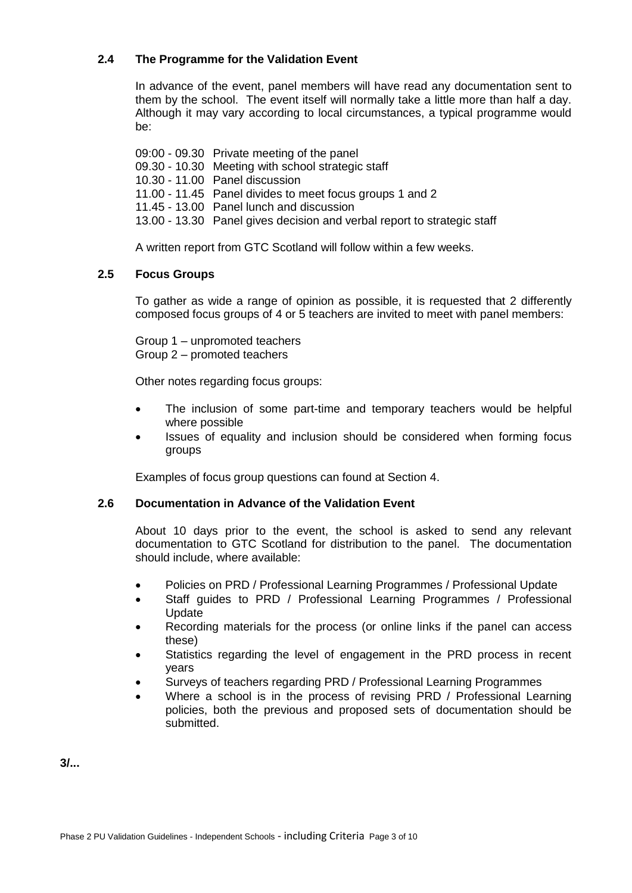### 2.4 The Programme for the Validation Event

In advance of the event, panel members will have read any documentation sent to them by the school. The event itself will normally take a little more than half a day. Although it may vary according to local circumstances, a typical programme would be:

09:00 - 09.30 Private meeting of the panel
09.30 - 10.30 Meeting with school strategic staff
10.30 - 11.00 Panel discussion
11.00 - 11.45 Panel divides to meet focus groups 1 and 2
11.45 - 13.00 Panel lunch and discussion
13.00 - 13.30 Panel gives decision and verbal report to strategic staff

A written report from GTC Scotland will follow within a few weeks.

### 2.5 Focus Groups

To gather as wide a range of opinion as possible, it is requested that 2 differently composed focus groups of 4 or 5 teachers are invited to meet with panel members:

Group 1 – unpromoted teachers
Group 2 – promoted teachers

Other notes regarding focus groups:

- The inclusion of some part-time and temporary teachers would be helpful where possible
- Issues of equality and inclusion should be considered when forming focus groups

Examples of focus group questions can found at Section 4.

### 2.6 Documentation in Advance of the Validation Event

About 10 days prior to the event, the school is asked to send any relevant documentation to GTC Scotland for distribution to the panel. The documentation should include, where available:

- Policies on PRD / Professional Learning Programmes / Professional Update
- Staff guides to PRD / Professional Learning Programmes / Professional Update
- Recording materials for the process (or online links if the panel can access these)
- Statistics regarding the level of engagement in the PRD process in recent years
- Surveys of teachers regarding PRD / Professional Learning Programmes
- Where a school is in the process of revising PRD / Professional Learning policies, both the previous and proposed sets of documentation should be submitted.

**3/...**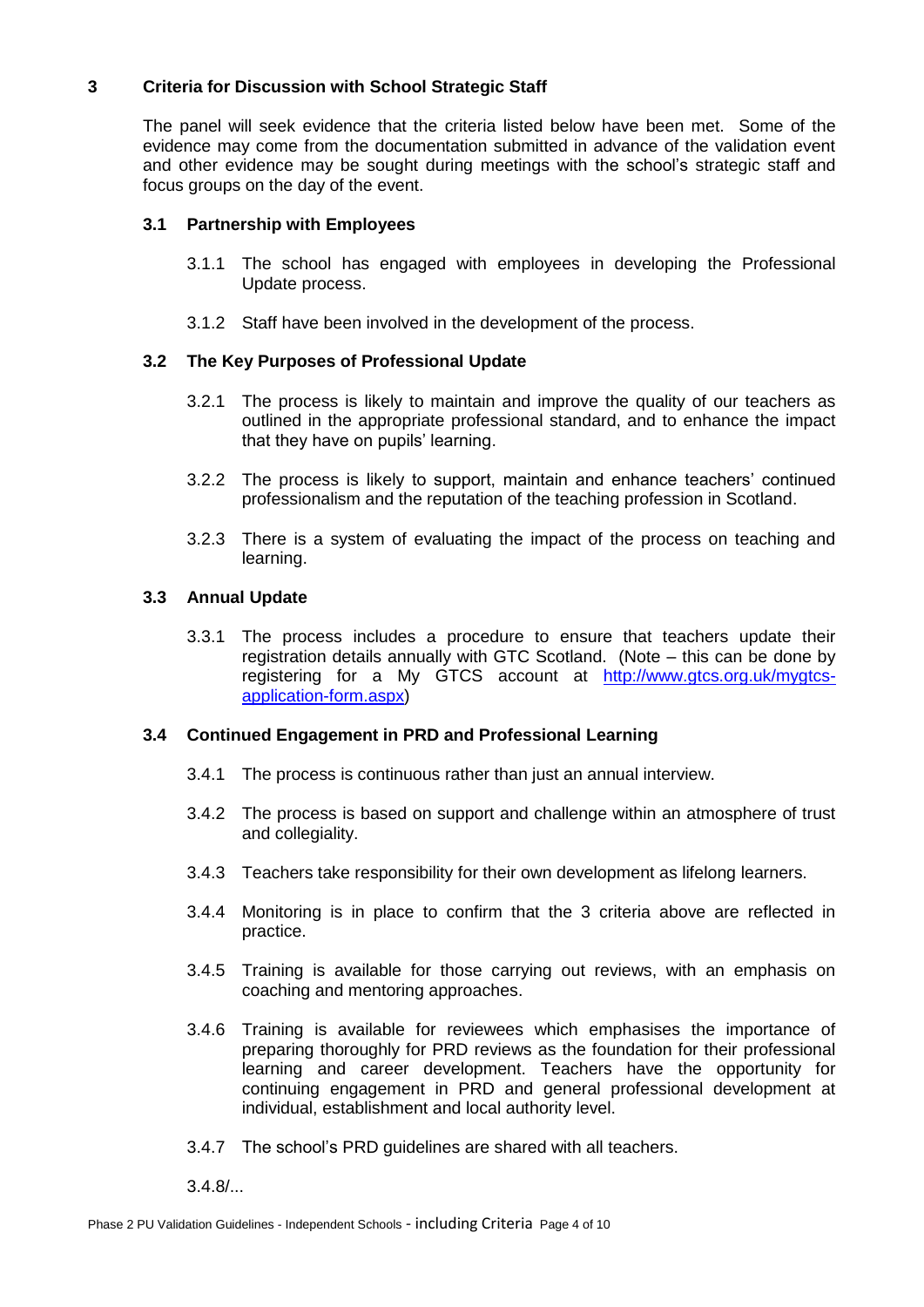## 3 Criteria for Discussion with School Strategic Staff

The panel will seek evidence that the criteria listed below have been met. Some of the evidence may come from the documentation submitted in advance of the validation event and other evidence may be sought during meetings with the school's strategic staff and focus groups on the day of the event.

### 3.1 Partnership with Employees

3.1.1 The school has engaged with employees in developing the Professional Update process.

3.1.2 Staff have been involved in the development of the process.

### 3.2 The Key Purposes of Professional Update

3.2.1 The process is likely to maintain and improve the quality of our teachers as outlined in the appropriate professional standard, and to enhance the impact that they have on pupils' learning.

3.2.2 The process is likely to support, maintain and enhance teachers' continued professionalism and the reputation of the teaching profession in Scotland.

3.2.3 There is a system of evaluating the impact of the process on teaching and learning.

### 3.3 Annual Update

3.3.1 The process includes a procedure to ensure that teachers update their registration details annually with GTC Scotland. (Note – this can be done by registering for a My GTCS account at [http://www.gtcs.org.uk/mygtcs-application-form.aspx](http://www.gtcs.org.uk/mygtcs-application-form.aspx))

### 3.4 Continued Engagement in PRD and Professional Learning

3.4.1 The process is continuous rather than just an annual interview.

3.4.2 The process is based on support and challenge within an atmosphere of trust and collegiality.

3.4.3 Teachers take responsibility for their own development as lifelong learners.

3.4.4 Monitoring is in place to confirm that the 3 criteria above are reflected in practice.

3.4.5 Training is available for those carrying out reviews, with an emphasis on coaching and mentoring approaches.

3.4.6 Training is available for reviewees which emphasises the importance of preparing thoroughly for PRD reviews as the foundation for their professional learning and career development. Teachers have the opportunity for continuing engagement in PRD and general professional development at individual, establishment and local authority level.

3.4.7 The school's PRD guidelines are shared with all teachers.

3.4.8/...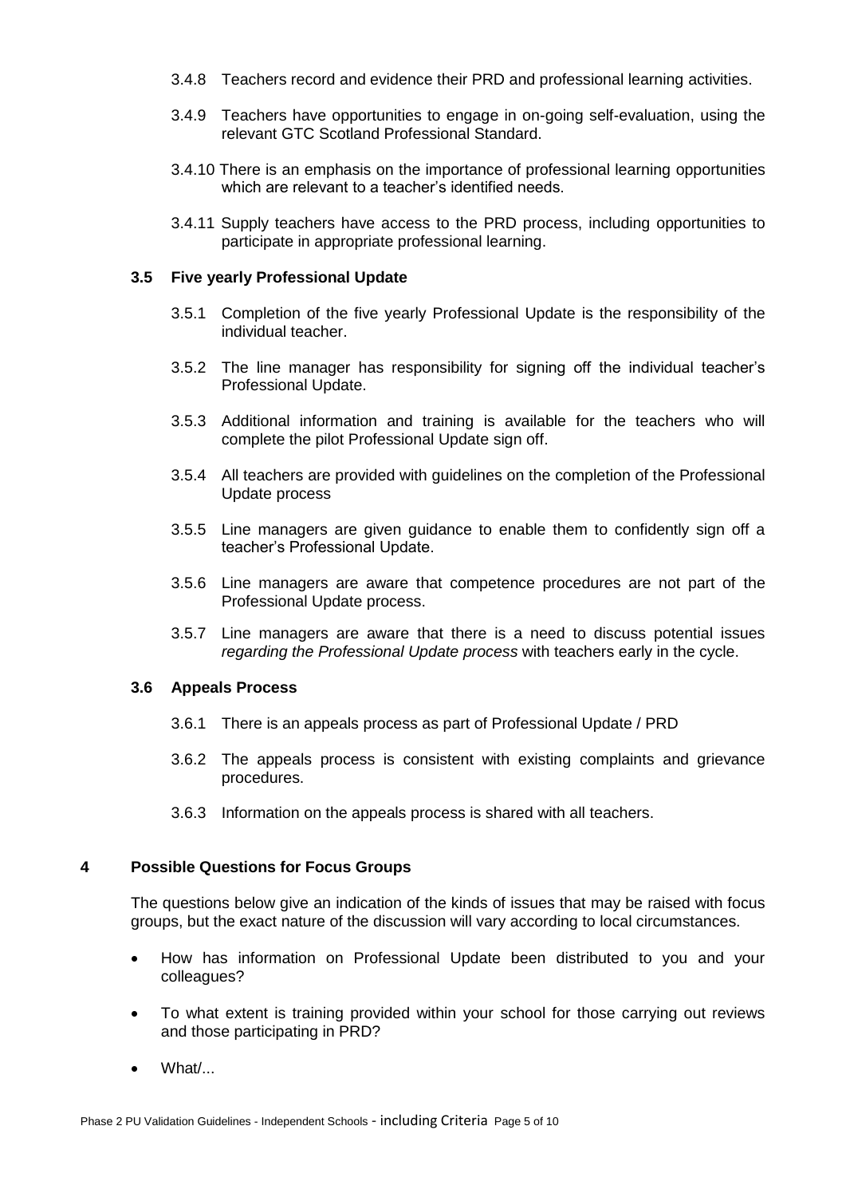3.4.8 Teachers record and evidence their PRD and professional learning activities.

3.4.9 Teachers have opportunities to engage in on-going self-evaluation, using the relevant GTC Scotland Professional Standard.

3.4.10 There is an emphasis on the importance of professional learning opportunities which are relevant to a teacher's identified needs.

3.4.11 Supply teachers have access to the PRD process, including opportunities to participate in appropriate professional learning.

### 3.5 Five yearly Professional Update

3.5.1 Completion of the five yearly Professional Update is the responsibility of the individual teacher.

3.5.2 The line manager has responsibility for signing off the individual teacher's Professional Update.

3.5.3 Additional information and training is available for the teachers who will complete the pilot Professional Update sign off.

3.5.4 All teachers are provided with guidelines on the completion of the Professional Update process

3.5.5 Line managers are given guidance to enable them to confidently sign off a teacher's Professional Update.

3.5.6 Line managers are aware that competence procedures are not part of the Professional Update process.

3.5.7 Line managers are aware that there is a need to discuss potential issues *regarding the Professional Update process* with teachers early in the cycle.

### 3.6 Appeals Process

3.6.1 There is an appeals process as part of Professional Update / PRD

3.6.2 The appeals process is consistent with existing complaints and grievance procedures.

3.6.3 Information on the appeals process is shared with all teachers.

## 4 Possible Questions for Focus Groups

The questions below give an indication of the kinds of issues that may be raised with focus groups, but the exact nature of the discussion will vary according to local circumstances.

- How has information on Professional Update been distributed to you and your colleagues?
- To what extent is training provided within your school for those carrying out reviews and those participating in PRD?
- What/...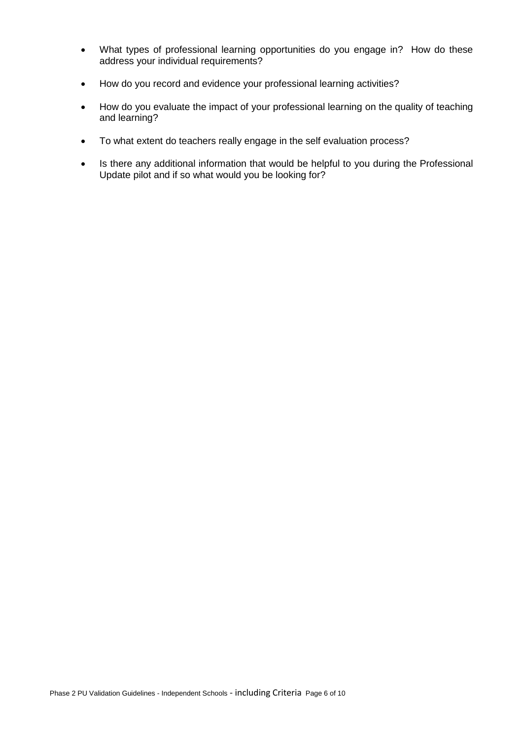- What types of professional learning opportunities do you engage in? How do these address your individual requirements?
- How do you record and evidence your professional learning activities?
- How do you evaluate the impact of your professional learning on the quality of teaching and learning?
- To what extent do teachers really engage in the self evaluation process?
- Is there any additional information that would be helpful to you during the Professional Update pilot and if so what would you be looking for?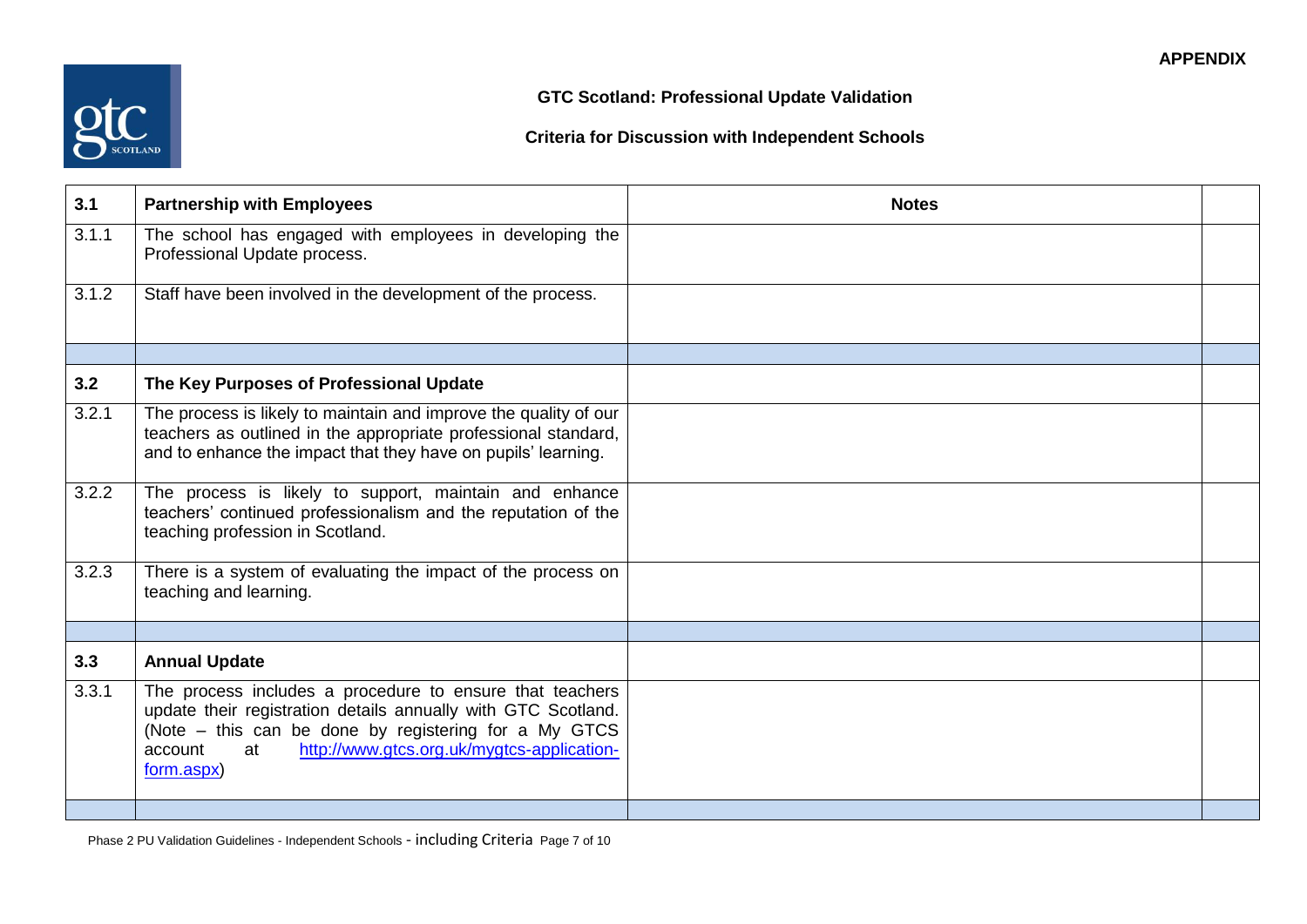**APPENDIX**

**GTC Scotland: Professional Update Validation**

**Criteria for Discussion with Independent Schools**

| | | | |
|---|---|---|---|
| **3.1** | **Partnership with Employees** | **Notes** | |
| 3.1.1 | The school has engaged with employees in developing the Professional Update process. | | |
| 3.1.2 | Staff have been involved in the development of the process. | | |
| | | | |
| **3.2** | **The Key Purposes of Professional Update** | | |
| 3.2.1 | The process is likely to maintain and improve the quality of our teachers as outlined in the appropriate professional standard, and to enhance the impact that they have on pupils' learning. | | |
| 3.2.2 | The process is likely to support, maintain and enhance teachers' continued professionalism and the reputation of the teaching profession in Scotland. | | |
| 3.2.3 | There is a system of evaluating the impact of the process on teaching and learning. | | |
| | | | |
| **3.3** | **Annual Update** | | |
| 3.3.1 | The process includes a procedure to ensure that teachers update their registration details annually with GTC Scotland. (Note – this can be done by registering for a My GTCS account at [http://www.gtcs.org.uk/mygtcs-application-form.aspx](http://www.gtcs.org.uk/mygtcs-application-form.aspx)) | | |
| | | | |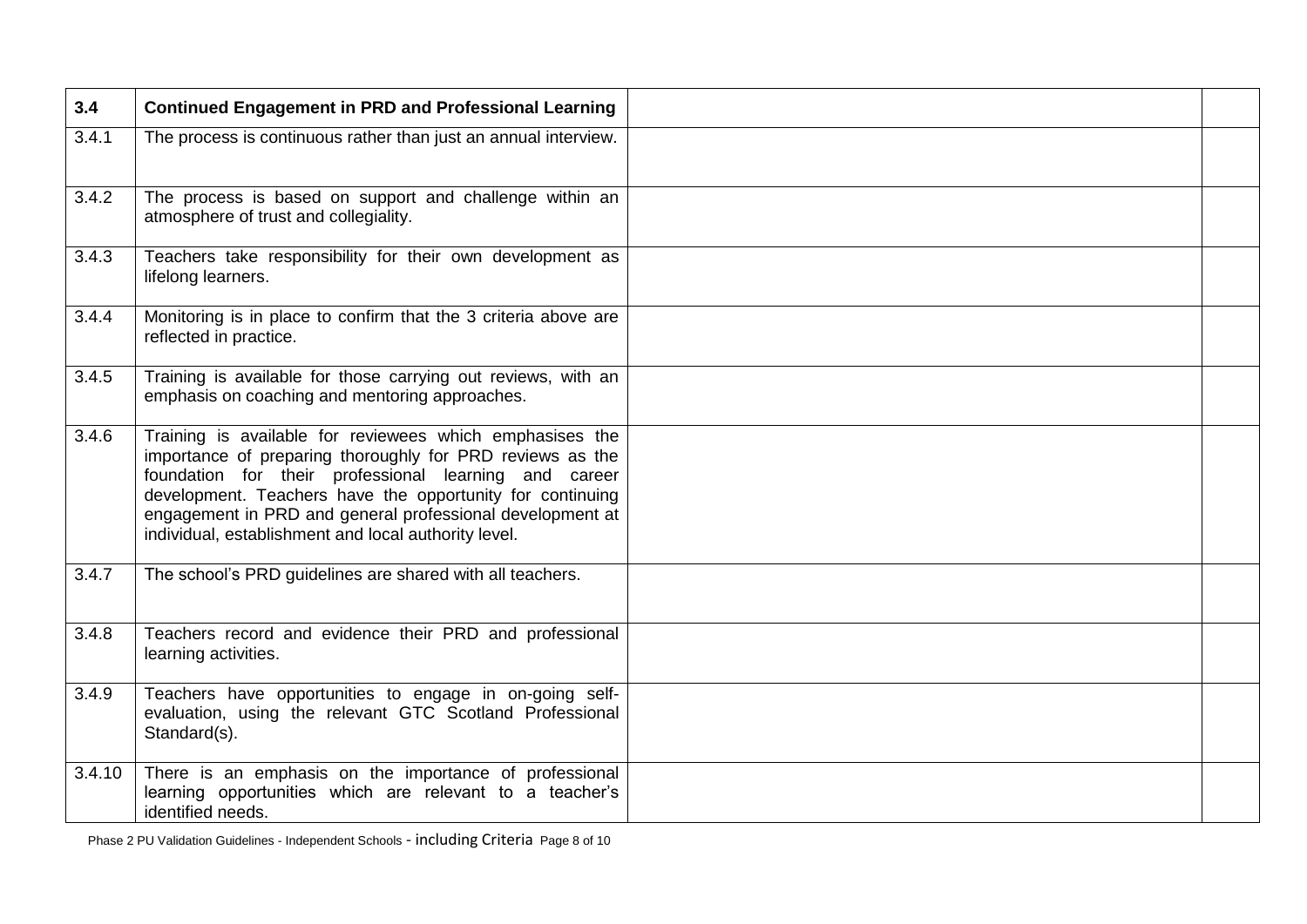| 3.4 | **Continued Engagement in PRD and Professional Learning** | | |
|---|---|---|---|
| 3.4.1 | The process is continuous rather than just an annual interview. | | |
| 3.4.2 | The process is based on support and challenge within an atmosphere of trust and collegiality. | | |
| 3.4.3 | Teachers take responsibility for their own development as lifelong learners. | | |
| 3.4.4 | Monitoring is in place to confirm that the 3 criteria above are reflected in practice. | | |
| 3.4.5 | Training is available for those carrying out reviews, with an emphasis on coaching and mentoring approaches. | | |
| 3.4.6 | Training is available for reviewees which emphasises the importance of preparing thoroughly for PRD reviews as the foundation for their professional learning and career development. Teachers have the opportunity for continuing engagement in PRD and general professional development at individual, establishment and local authority level. | | |
| 3.4.7 | The school's PRD guidelines are shared with all teachers. | | |
| 3.4.8 | Teachers record and evidence their PRD and professional learning activities. | | |
| 3.4.9 | Teachers have opportunities to engage in on-going self-evaluation, using the relevant GTC Scotland Professional Standard(s). | | |
| 3.4.10 | There is an emphasis on the importance of professional learning opportunities which are relevant to a teacher's identified needs. | | |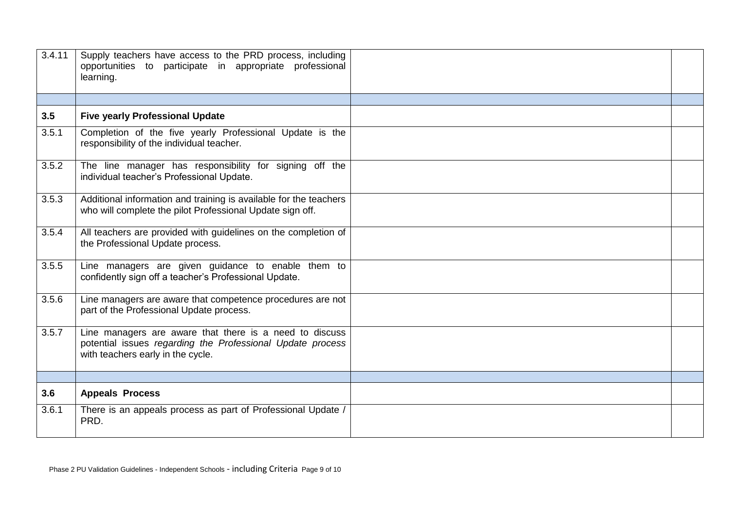| | | | |
|---|---|---|---|
| 3.4.11 | Supply teachers have access to the PRD process, including opportunities to participate in appropriate professional learning. | | |
| | | | |
| **3.5** | **Five yearly Professional Update** | | |
| 3.5.1 | Completion of the five yearly Professional Update is the responsibility of the individual teacher. | | |
| 3.5.2 | The line manager has responsibility for signing off the individual teacher's Professional Update. | | |
| 3.5.3 | Additional information and training is available for the teachers who will complete the pilot Professional Update sign off. | | |
| 3.5.4 | All teachers are provided with guidelines on the completion of the Professional Update process. | | |
| 3.5.5 | Line managers are given guidance to enable them to confidently sign off a teacher's Professional Update. | | |
| 3.5.6 | Line managers are aware that competence procedures are not part of the Professional Update process. | | |
| 3.5.7 | Line managers are aware that there is a need to discuss potential issues *regarding the Professional Update process* with teachers early in the cycle. | | |
| | | | |
| **3.6** | **Appeals Process** | | |
| 3.6.1 | There is an appeals process as part of Professional Update / PRD. | | |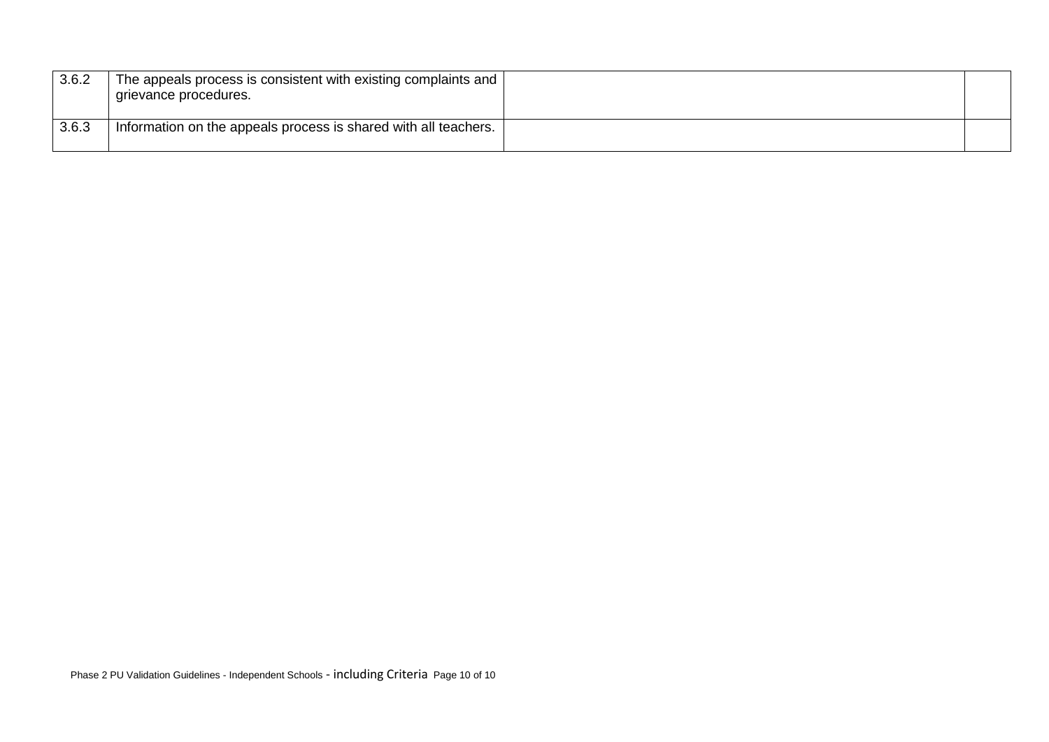| | | | |
|---|---|---|---|
| 3.6.2 | The appeals process is consistent with existing complaints and grievance procedures. | | |
| 3.6.3 | Information on the appeals process is shared with all teachers. | | |